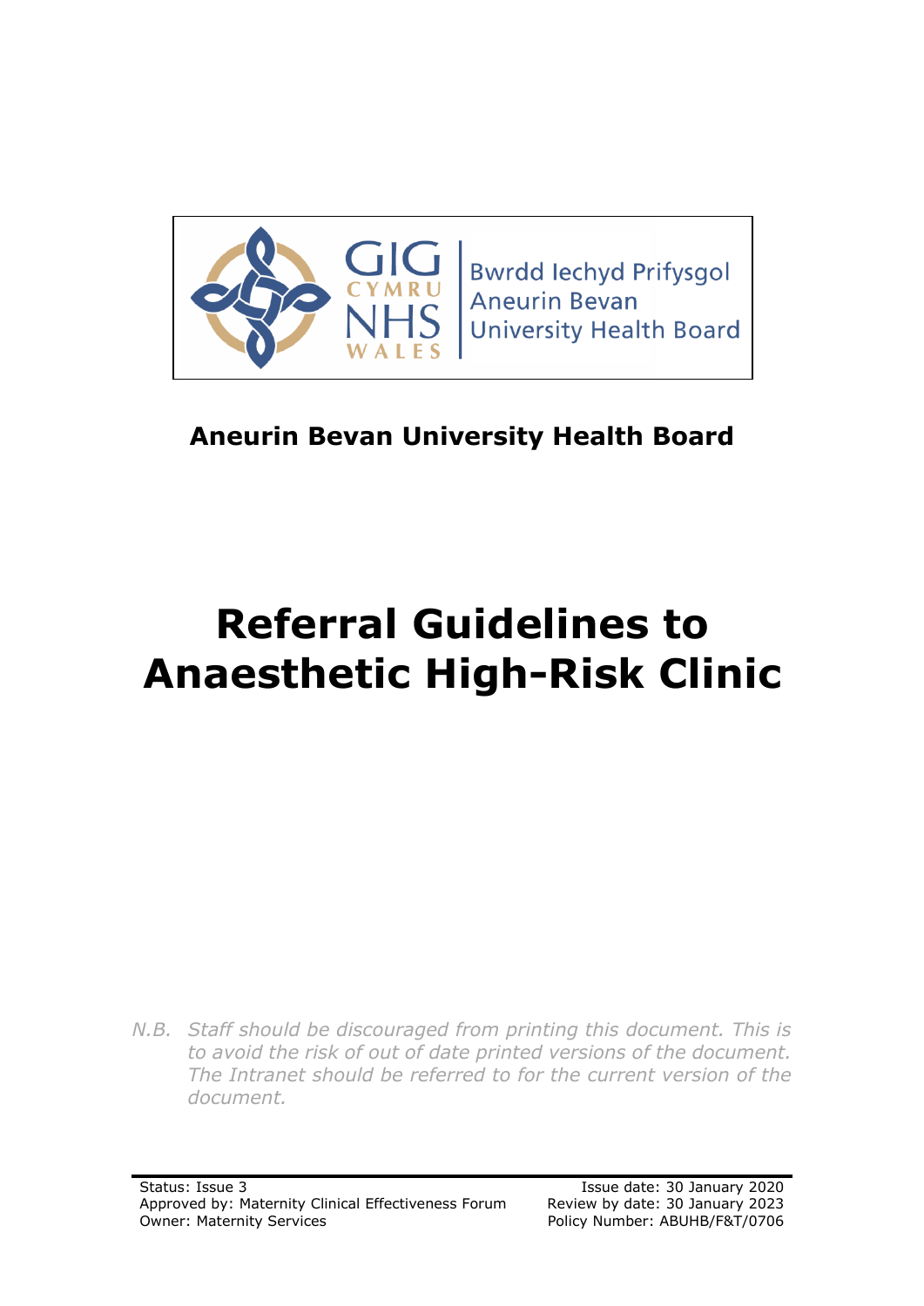Bwrdd Iechyd Prifysgol Aneurin Bevan University Health Board

**Aneurin Bevan University Health Board**

# Referral Guidelines to Anaesthetic High-Risk Clinic

*N.B. Staff should be discouraged from printing this document. This is to avoid the risk of out of date printed versions of the document. The Intranet should be referred to for the current version of the document.*

Status: Issue 3
Approved by: Maternity Clinical Effectiveness Forum
Owner: Maternity Services

Issue date: 30 January 2020
Review by date: 30 January 2023
Policy Number: ABUHB/F&T/0706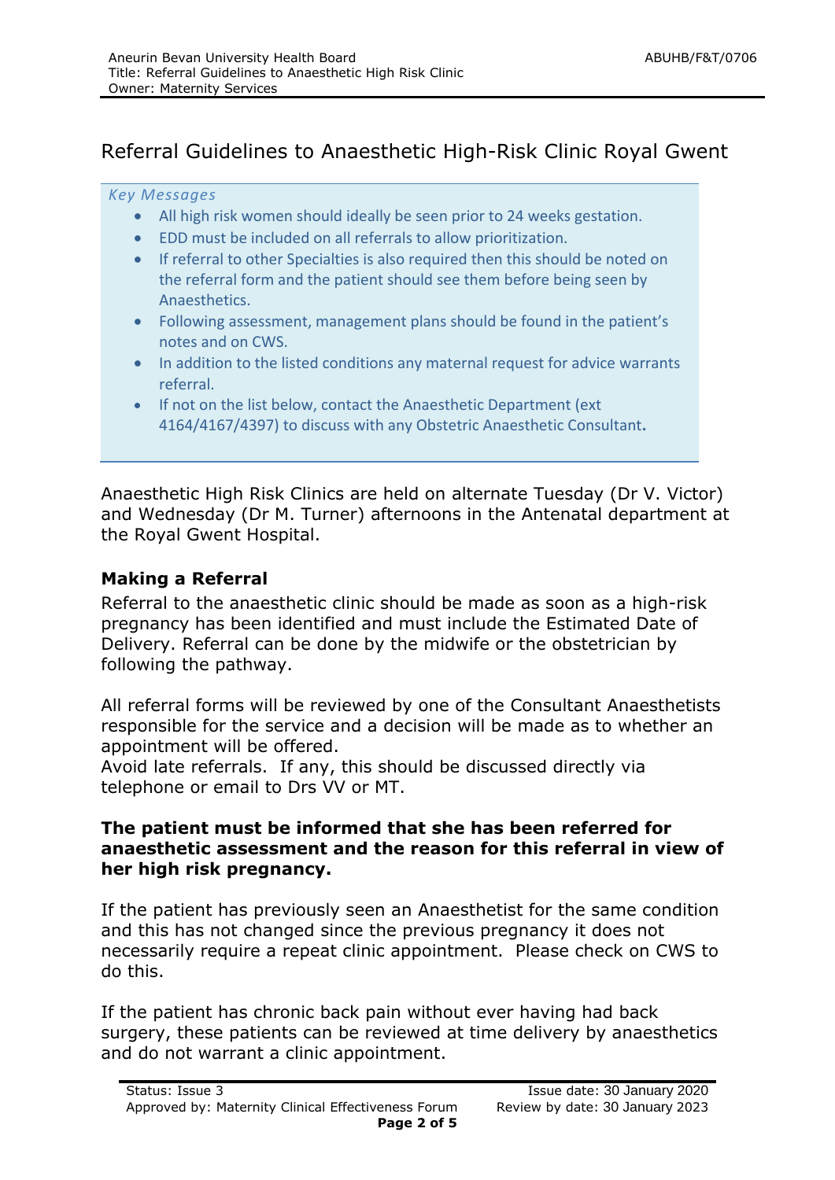# Referral Guidelines to Anaesthetic High-Risk Clinic Royal Gwent

*Key Messages*

- All high risk women should ideally be seen prior to 24 weeks gestation.
- EDD must be included on all referrals to allow prioritization.
- If referral to other Specialties is also required then this should be noted on the referral form and the patient should see them before being seen by Anaesthetics.
- Following assessment, management plans should be found in the patient's notes and on CWS.
- In addition to the listed conditions any maternal request for advice warrants referral.
- If not on the list below, contact the Anaesthetic Department (ext 4164/4167/4397) to discuss with any Obstetric Anaesthetic Consultant.

Anaesthetic High Risk Clinics are held on alternate Tuesday (Dr V. Victor) and Wednesday (Dr M. Turner) afternoons in the Antenatal department at the Royal Gwent Hospital.

## Making a Referral

Referral to the anaesthetic clinic should be made as soon as a high-risk pregnancy has been identified and must include the Estimated Date of Delivery. Referral can be done by the midwife or the obstetrician by following the pathway.

All referral forms will be reviewed by one of the Consultant Anaesthetists responsible for the service and a decision will be made as to whether an appointment will be offered.
Avoid late referrals. If any, this should be discussed directly via telephone or email to Drs VV or MT.

**The patient must be informed that she has been referred for anaesthetic assessment and the reason for this referral in view of her high risk pregnancy.**

If the patient has previously seen an Anaesthetist for the same condition and this has not changed since the previous pregnancy it does not necessarily require a repeat clinic appointment. Please check on CWS to do this.

If the patient has chronic back pain without ever having had back surgery, these patients can be reviewed at time delivery by anaesthetics and do not warrant a clinic appointment.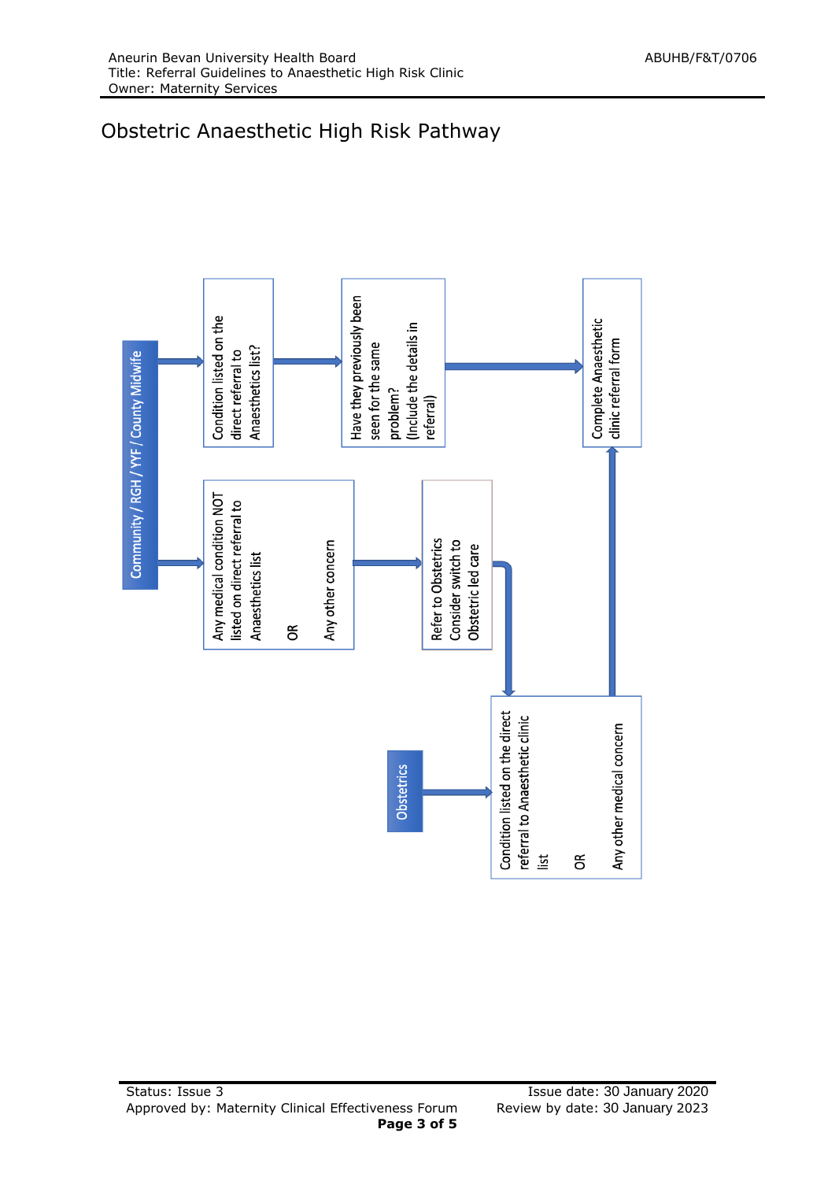# Obstetric Anaesthetic High Risk Pathway

Community / RGH / YYF / County Midwife

Condition listed on the direct referral to Anaesthetics list?

Have they previously been seen for the same problem? (Include the details in referral)

Complete Anaesthetic clinic referral form

Any medical condition NOT listed on direct referral to Anaesthetics list

OR

Any other concern

Refer to Obstetrics Consider switch to Obstetric led care

Obstetrics

Condition listed on the direct referral to Anaesthetic clinic list

OR

Any other medical concern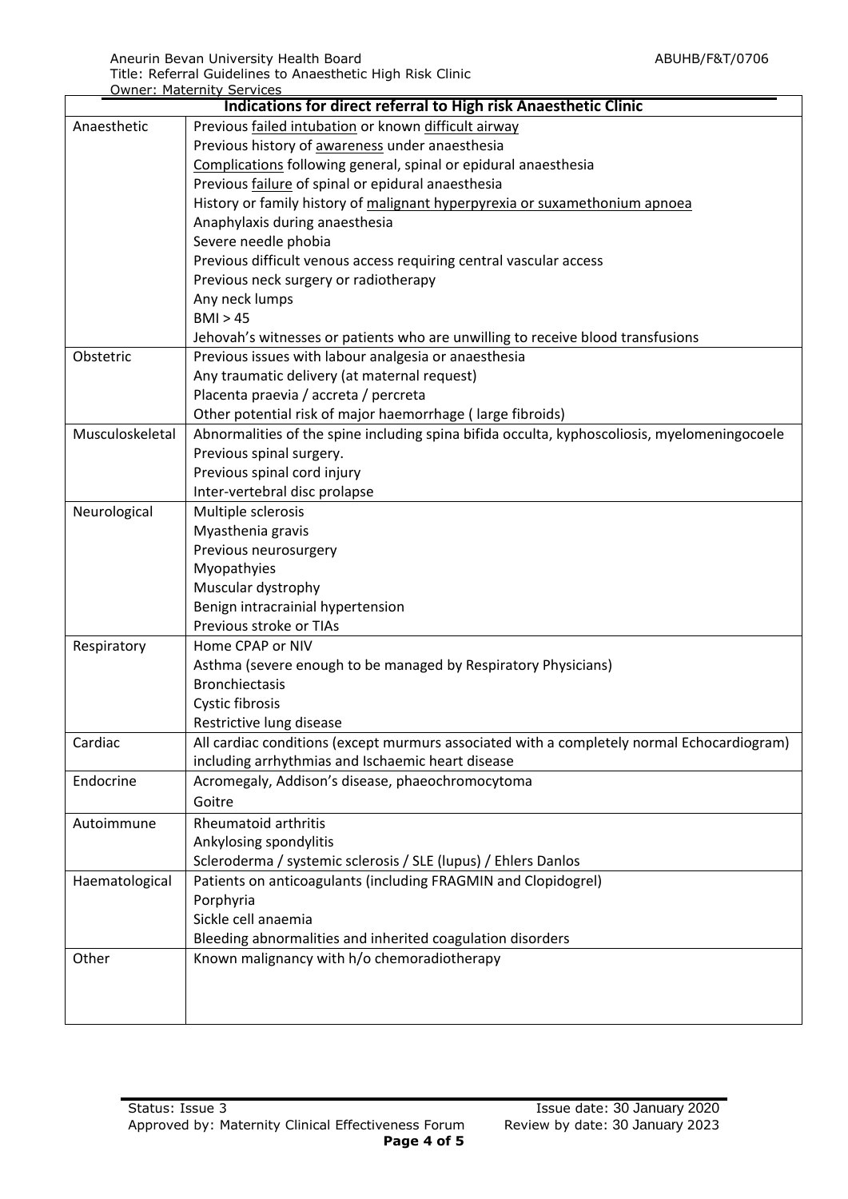| Indications for direct referral to High risk Anaesthetic Clinic | |
|---|---|
| Anaesthetic | Previous failed intubation or known difficult airway<br>Previous history of awareness under anaesthesia<br>Complications following general, spinal or epidural anaesthesia<br>Previous failure of spinal or epidural anaesthesia<br>History or family history of malignant hyperpyrexia or suxamethonium apnoea<br>Anaphylaxis during anaesthesia<br>Severe needle phobia<br>Previous difficult venous access requiring central vascular access<br>Previous neck surgery or radiotherapy<br>Any neck lumps<br>BMI > 45<br>Jehovah's witnesses or patients who are unwilling to receive blood transfusions |
| Obstetric | Previous issues with labour analgesia or anaesthesia<br>Any traumatic delivery (at maternal request)<br>Placenta praevia / accreta / percreta<br>Other potential risk of major haemorrhage ( large fibroids) |
| Musculoskeletal | Abnormalities of the spine including spina bifida occulta, kyphoscoliosis, myelomeningocoele<br>Previous spinal surgery.<br>Previous spinal cord injury<br>Inter-vertebral disc prolapse |
| Neurological | Multiple sclerosis<br>Myasthenia gravis<br>Previous neurosurgery<br>Myopathyies<br>Muscular dystrophy<br>Benign intracrainial hypertension<br>Previous stroke or TIAs |
| Respiratory | Home CPAP or NIV<br>Asthma (severe enough to be managed by Respiratory Physicians)<br>Bronchiectasis<br>Cystic fibrosis<br>Restrictive lung disease |
| Cardiac | All cardiac conditions (except murmurs associated with a completely normal Echocardiogram) including arrhythmias and Ischaemic heart disease |
| Endocrine | Acromegaly, Addison's disease, phaeochromocytoma<br>Goitre |
| Autoimmune | Rheumatoid arthritis<br>Ankylosing spondylitis<br>Scleroderma / systemic sclerosis / SLE (lupus) / Ehlers Danlos |
| Haematological | Patients on anticoagulants (including FRAGMIN and Clopidogrel)<br>Porphyria<br>Sickle cell anaemia<br>Bleeding abnormalities and inherited coagulation disorders |
| Other | Known malignancy with h/o chemoradiotherapy |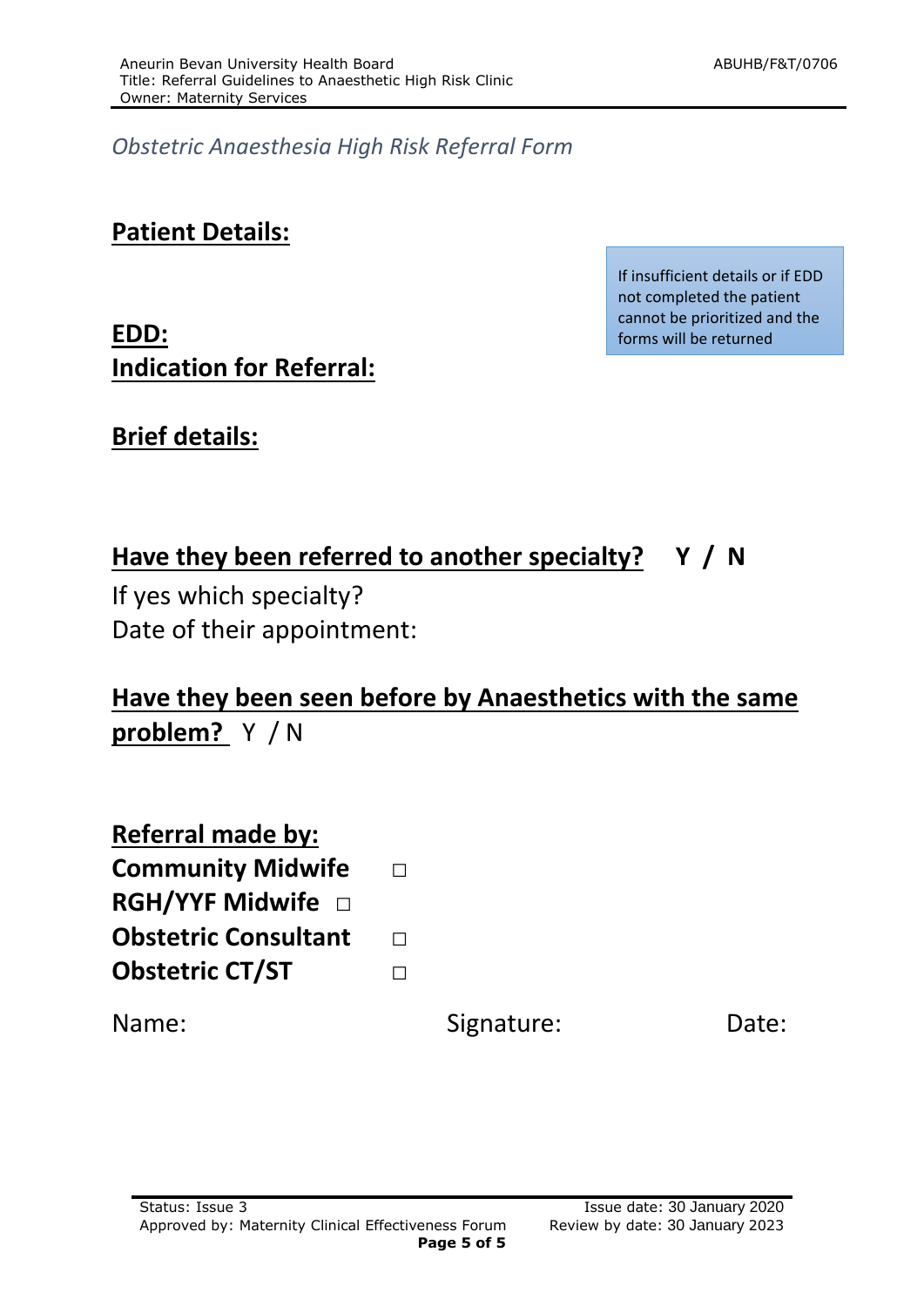*Obstetric Anaesthesia High Risk Referral Form*

**Patient Details:**

> If insufficient details or if EDD not completed the patient cannot be prioritized and the forms will be returned

**EDD:**

**Indication for Referral:**

**Brief details:**

**Have they been referred to another specialty?** **Y / N**

If yes which specialty?

Date of their appointment:

**Have they been seen before by Anaesthetics with the same problem?** Y / N

**Referral made by:**

**Community Midwife** □

**RGH/YYF Midwife** □

**Obstetric Consultant** □

**Obstetric CT/ST** □

Name: Signature: Date: